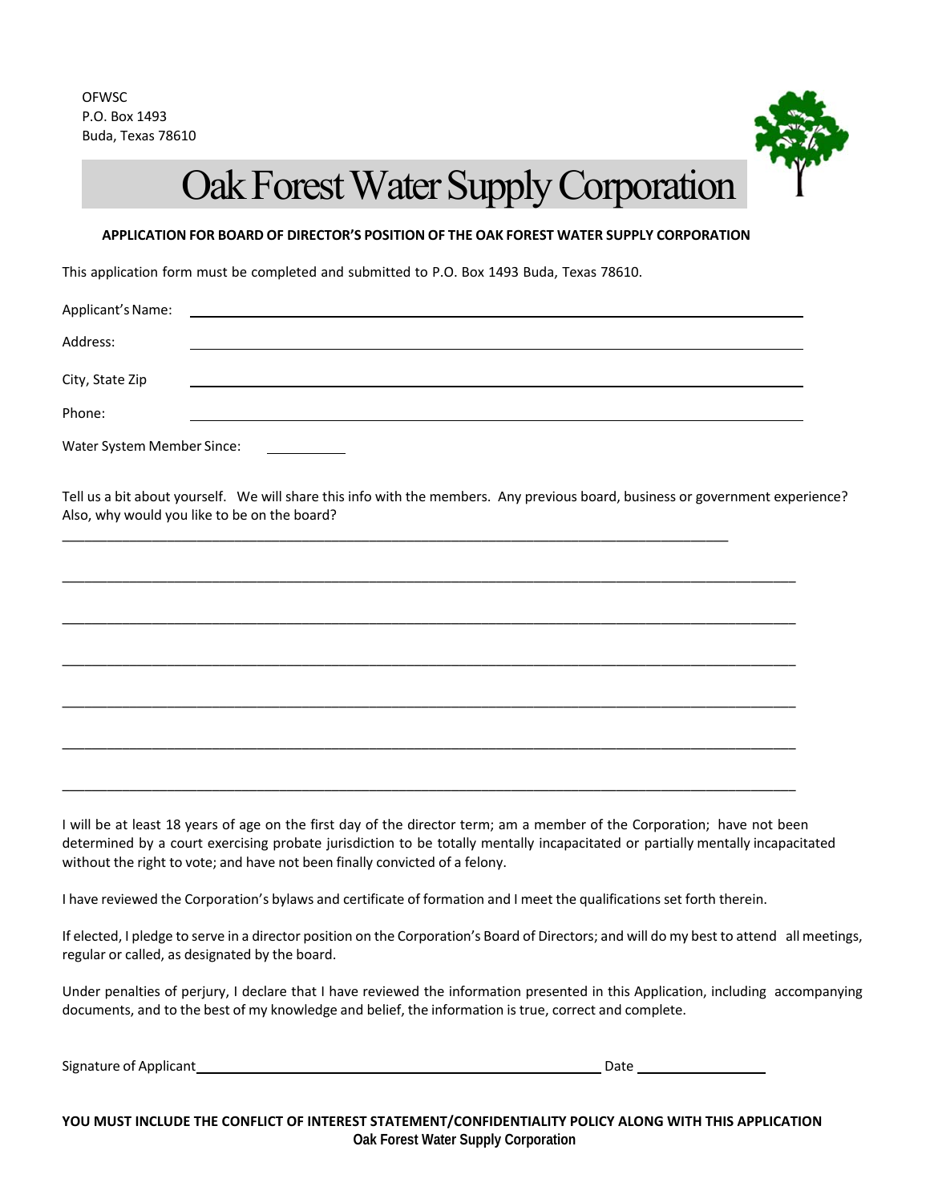OFWSC
P.O. Box 1493
Buda, Texas 78610

# Oak Forest Water Supply Corporation

**APPLICATION FOR BOARD OF DIRECTOR'S POSITION OF THE OAK FOREST WATER SUPPLY CORPORATION**

This application form must be completed and submitted to P.O. Box 1493 Buda, Texas 78610.

Applicant's Name: ______________________________________________

Address: ______________________________________________

City, State Zip ______________________________________________

Phone: ______________________________________________

Water System Member Since: __________

Tell us a bit about yourself. We will share this info with the members. Any previous board, business or government experience? Also, why would you like to be on the board?

______________________________________________________________________________

______________________________________________________________________________

______________________________________________________________________________

______________________________________________________________________________

______________________________________________________________________________

______________________________________________________________________________

______________________________________________________________________________

I will be at least 18 years of age on the first day of the director term; am a member of the Corporation; have not been determined by a court exercising probate jurisdiction to be totally mentally incapacitated or partially mentally incapacitated without the right to vote; and have not been finally convicted of a felony.

I have reviewed the Corporation's bylaws and certificate of formation and I meet the qualifications set forth therein.

If elected, I pledge to serve in a director position on the Corporation's Board of Directors; and will do my best to attend all meetings, regular or called, as designated by the board.

Under penalties of perjury, I declare that I have reviewed the information presented in this Application, including accompanying documents, and to the best of my knowledge and belief, the information is true, correct and complete.

Signature of Applicant ________________________________________ Date ______________

**YOU MUST INCLUDE THE CONFLICT OF INTEREST STATEMENT/CONFIDENTIALITY POLICY ALONG WITH THIS APPLICATION**

**Oak Forest Water Supply Corporation**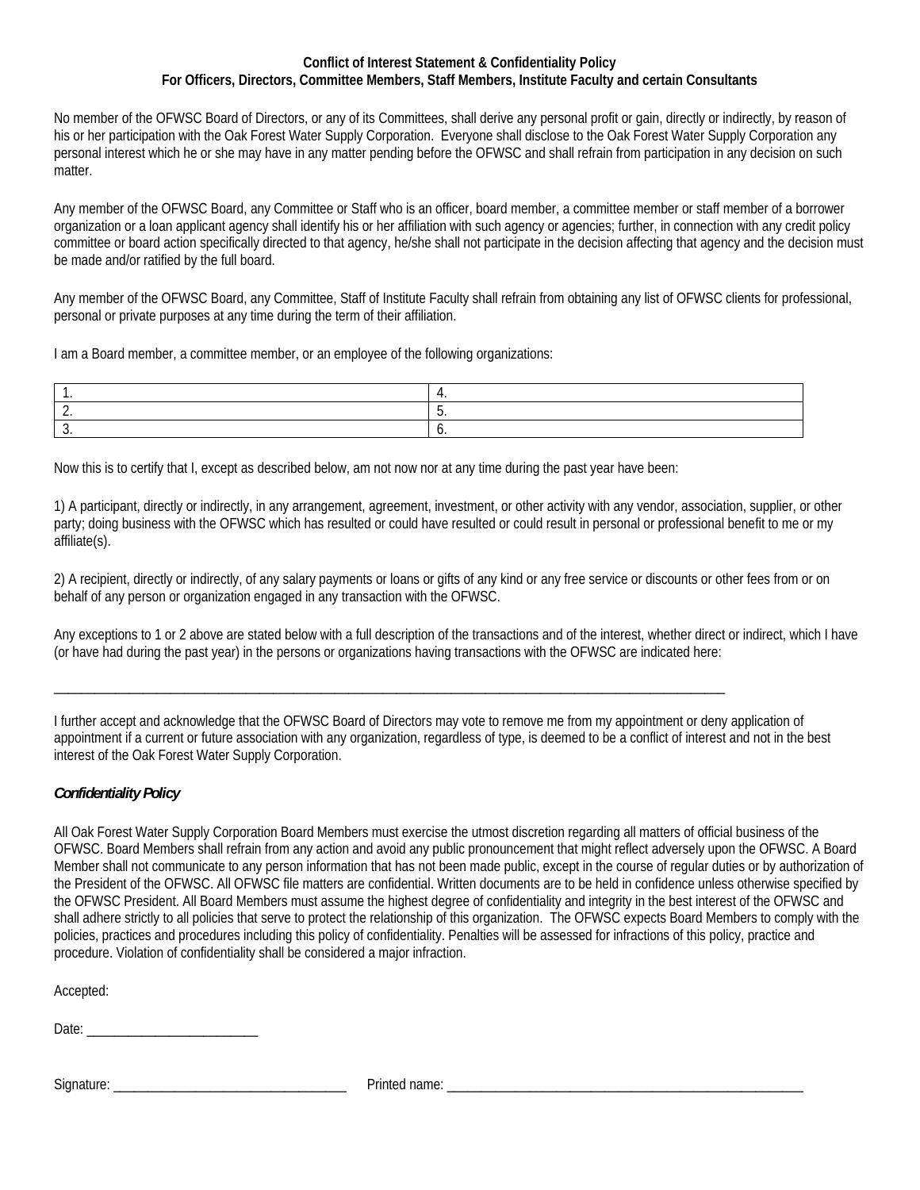**Conflict of Interest Statement & Confidentiality Policy**
**For Officers, Directors, Committee Members, Staff Members, Institute Faculty and certain Consultants**

No member of the OFWSC Board of Directors, or any of its Committees, shall derive any personal profit or gain, directly or indirectly, by reason of his or her participation with the Oak Forest Water Supply Corporation. Everyone shall disclose to the Oak Forest Water Supply Corporation any personal interest which he or she may have in any matter pending before the OFWSC and shall refrain from participation in any decision on such matter.

Any member of the OFWSC Board, any Committee or Staff who is an officer, board member, a committee member or staff member of a borrower organization or a loan applicant agency shall identify his or her affiliation with such agency or agencies; further, in connection with any credit policy committee or board action specifically directed to that agency, he/she shall not participate in the decision affecting that agency and the decision must be made and/or ratified by the full board.

Any member of the OFWSC Board, any Committee, Staff of Institute Faculty shall refrain from obtaining any list of OFWSC clients for professional, personal or private purposes at any time during the term of their affiliation.

I am a Board member, a committee member, or an employee of the following organizations:

| | |
|---|---|
| 1. | 4. |
| 2. | 5. |
| 3. | 6. |

Now this is to certify that I, except as described below, am not now nor at any time during the past year have been:

1) A participant, directly or indirectly, in any arrangement, agreement, investment, or other activity with any vendor, association, supplier, or other party; doing business with the OFWSC which has resulted or could have resulted or could result in personal or professional benefit to me or my affiliate(s).

2) A recipient, directly or indirectly, of any salary payments or loans or gifts of any kind or any free service or discounts or other fees from or on behalf of any person or organization engaged in any transaction with the OFWSC.

Any exceptions to 1 or 2 above are stated below with a full description of the transactions and of the interest, whether direct or indirect, which I have (or have had during the past year) in the persons or organizations having transactions with the OFWSC are indicated here:

_______________________________________________________________________________________________

I further accept and acknowledge that the OFWSC Board of Directors may vote to remove me from my appointment or deny application of appointment if a current or future association with any organization, regardless of type, is deemed to be a conflict of interest and not in the best interest of the Oak Forest Water Supply Corporation.

***Confidentiality Policy***

All Oak Forest Water Supply Corporation Board Members must exercise the utmost discretion regarding all matters of official business of the OFWSC. Board Members shall refrain from any action and avoid any public pronouncement that might reflect adversely upon the OFWSC. A Board Member shall not communicate to any person information that has not been made public, except in the course of regular duties or by authorization of the President of the OFWSC. All OFWSC file matters are confidential. Written documents are to be held in confidence unless otherwise specified by the OFWSC President. All Board Members must assume the highest degree of confidentiality and integrity in the best interest of the OFWSC and shall adhere strictly to all policies that serve to protect the relationship of this organization. The OFWSC expects Board Members to comply with the policies, practices and procedures including this policy of confidentiality. Penalties will be assessed for infractions of this policy, practice and procedure. Violation of confidentiality shall be considered a major infraction.

Accepted:

Date: _________________________

Signature: __________________________________ Printed name: ____________________________________________________